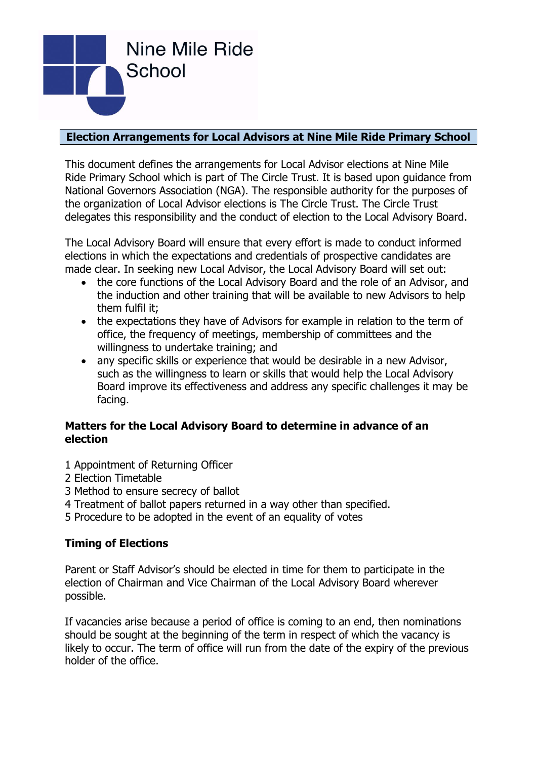Nine Mile Ride School

# Election Arrangements for Local Advisors at Nine Mile Ride Primary School

This document defines the arrangements for Local Advisor elections at Nine Mile Ride Primary School which is part of The Circle Trust. It is based upon guidance from National Governors Association (NGA). The responsible authority for the purposes of the organization of Local Advisor elections is The Circle Trust. The Circle Trust delegates this responsibility and the conduct of election to the Local Advisory Board.

The Local Advisory Board will ensure that every effort is made to conduct informed elections in which the expectations and credentials of prospective candidates are made clear. In seeking new Local Advisor, the Local Advisory Board will set out:

- the core functions of the Local Advisory Board and the role of an Advisor, and the induction and other training that will be available to new Advisors to help them fulfil it;
- the expectations they have of Advisors for example in relation to the term of office, the frequency of meetings, membership of committees and the willingness to undertake training; and
- any specific skills or experience that would be desirable in a new Advisor, such as the willingness to learn or skills that would help the Local Advisory Board improve its effectiveness and address any specific challenges it may be facing.

## Matters for the Local Advisory Board to determine in advance of an election

1 Appointment of Returning Officer
2 Election Timetable
3 Method to ensure secrecy of ballot
4 Treatment of ballot papers returned in a way other than specified.
5 Procedure to be adopted in the event of an equality of votes

## Timing of Elections

Parent or Staff Advisor's should be elected in time for them to participate in the election of Chairman and Vice Chairman of the Local Advisory Board wherever possible.

If vacancies arise because a period of office is coming to an end, then nominations should be sought at the beginning of the term in respect of which the vacancy is likely to occur. The term of office will run from the date of the expiry of the previous holder of the office.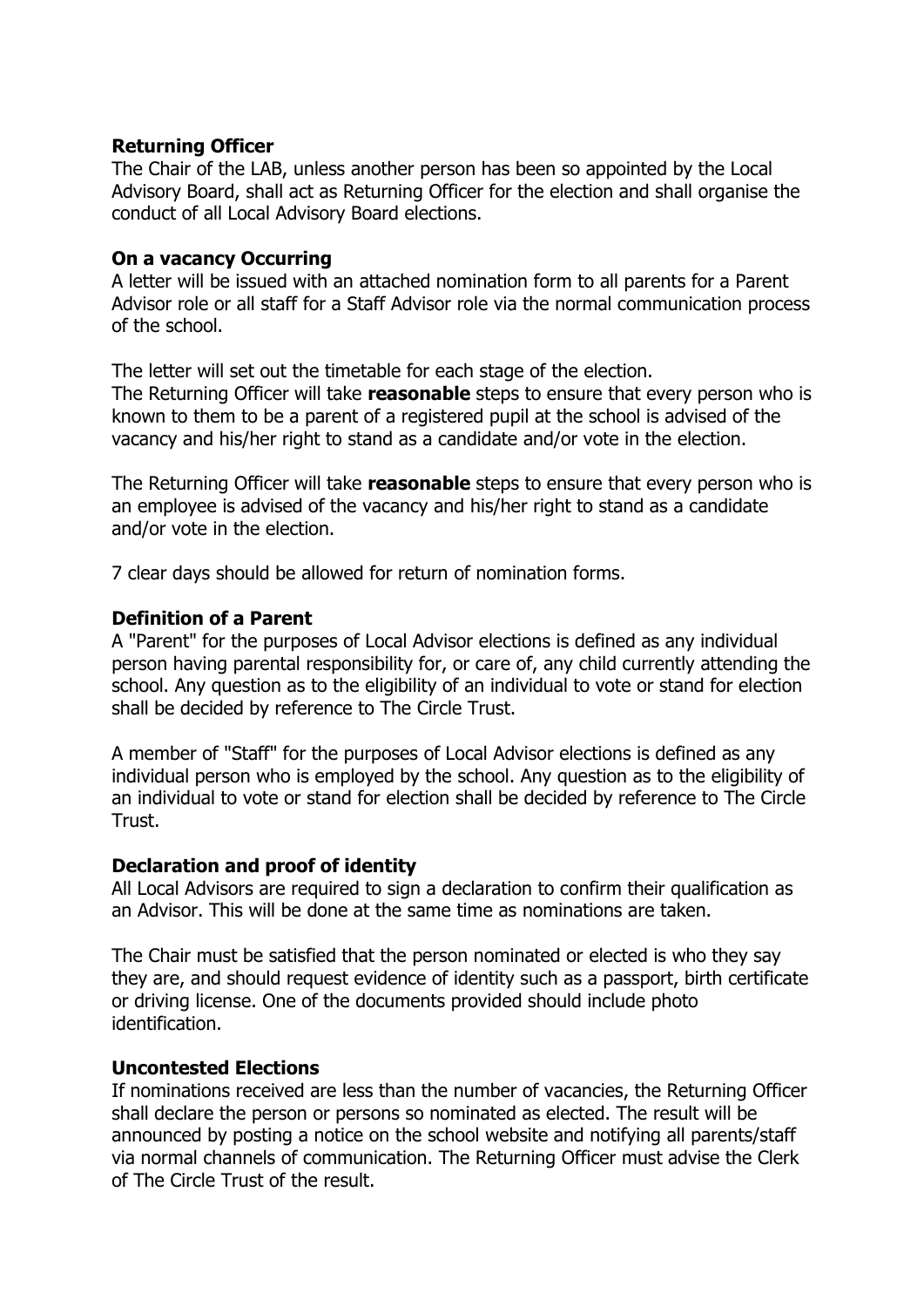**Returning Officer**

The Chair of the LAB, unless another person has been so appointed by the Local Advisory Board, shall act as Returning Officer for the election and shall organise the conduct of all Local Advisory Board elections.

**On a vacancy Occurring**

A letter will be issued with an attached nomination form to all parents for a Parent Advisor role or all staff for a Staff Advisor role via the normal communication process of the school.

The letter will set out the timetable for each stage of the election.
The Returning Officer will take **reasonable** steps to ensure that every person who is known to them to be a parent of a registered pupil at the school is advised of the vacancy and his/her right to stand as a candidate and/or vote in the election.

The Returning Officer will take **reasonable** steps to ensure that every person who is an employee is advised of the vacancy and his/her right to stand as a candidate and/or vote in the election.

7 clear days should be allowed for return of nomination forms.

**Definition of a Parent**

A "Parent" for the purposes of Local Advisor elections is defined as any individual person having parental responsibility for, or care of, any child currently attending the school. Any question as to the eligibility of an individual to vote or stand for election shall be decided by reference to The Circle Trust.

A member of "Staff" for the purposes of Local Advisor elections is defined as any individual person who is employed by the school. Any question as to the eligibility of an individual to vote or stand for election shall be decided by reference to The Circle Trust.

**Declaration and proof of identity**

All Local Advisors are required to sign a declaration to confirm their qualification as an Advisor. This will be done at the same time as nominations are taken.

The Chair must be satisfied that the person nominated or elected is who they say they are, and should request evidence of identity such as a passport, birth certificate or driving license. One of the documents provided should include photo identification.

**Uncontested Elections**

If nominations received are less than the number of vacancies, the Returning Officer shall declare the person or persons so nominated as elected. The result will be announced by posting a notice on the school website and notifying all parents/staff via normal channels of communication. The Returning Officer must advise the Clerk of The Circle Trust of the result.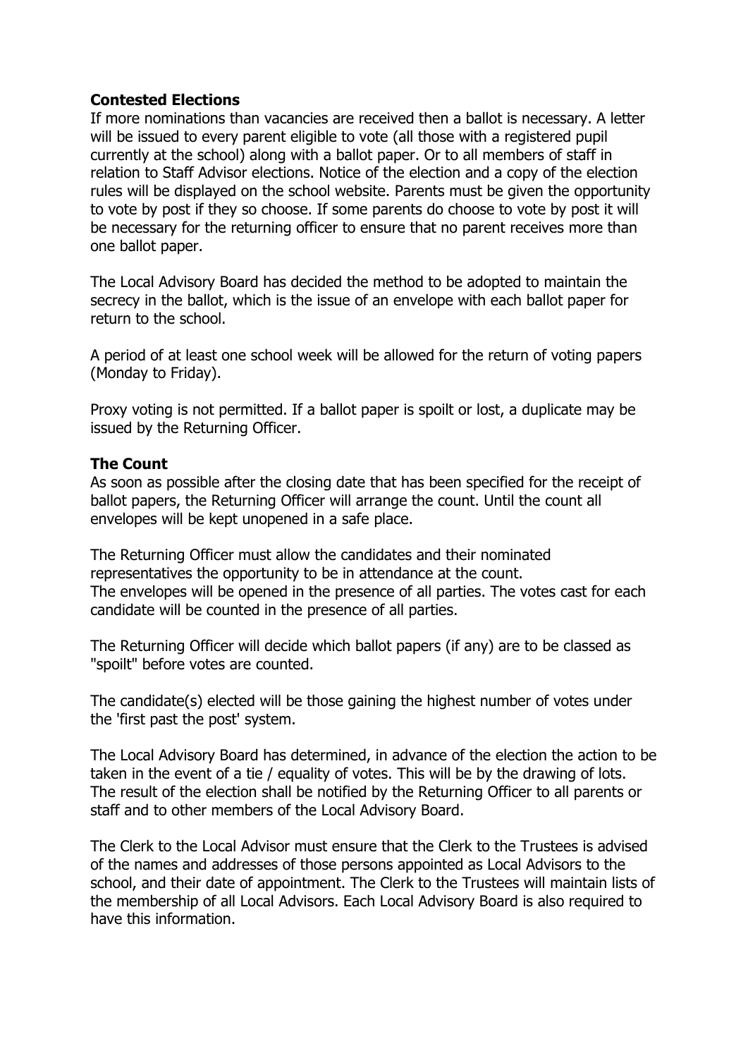**Contested Elections**

If more nominations than vacancies are received then a ballot is necessary. A letter will be issued to every parent eligible to vote (all those with a registered pupil currently at the school) along with a ballot paper. Or to all members of staff in relation to Staff Advisor elections. Notice of the election and a copy of the election rules will be displayed on the school website. Parents must be given the opportunity to vote by post if they so choose. If some parents do choose to vote by post it will be necessary for the returning officer to ensure that no parent receives more than one ballot paper.

The Local Advisory Board has decided the method to be adopted to maintain the secrecy in the ballot, which is the issue of an envelope with each ballot paper for return to the school.

A period of at least one school week will be allowed for the return of voting papers (Monday to Friday).

Proxy voting is not permitted. If a ballot paper is spoilt or lost, a duplicate may be issued by the Returning Officer.

**The Count**

As soon as possible after the closing date that has been specified for the receipt of ballot papers, the Returning Officer will arrange the count. Until the count all envelopes will be kept unopened in a safe place.

The Returning Officer must allow the candidates and their nominated representatives the opportunity to be in attendance at the count.
The envelopes will be opened in the presence of all parties. The votes cast for each candidate will be counted in the presence of all parties.

The Returning Officer will decide which ballot papers (if any) are to be classed as "spoilt" before votes are counted.

The candidate(s) elected will be those gaining the highest number of votes under the 'first past the post' system.

The Local Advisory Board has determined, in advance of the election the action to be taken in the event of a tie / equality of votes. This will be by the drawing of lots.
The result of the election shall be notified by the Returning Officer to all parents or staff and to other members of the Local Advisory Board.

The Clerk to the Local Advisor must ensure that the Clerk to the Trustees is advised of the names and addresses of those persons appointed as Local Advisors to the school, and their date of appointment. The Clerk to the Trustees will maintain lists of the membership of all Local Advisors. Each Local Advisory Board is also required to have this information.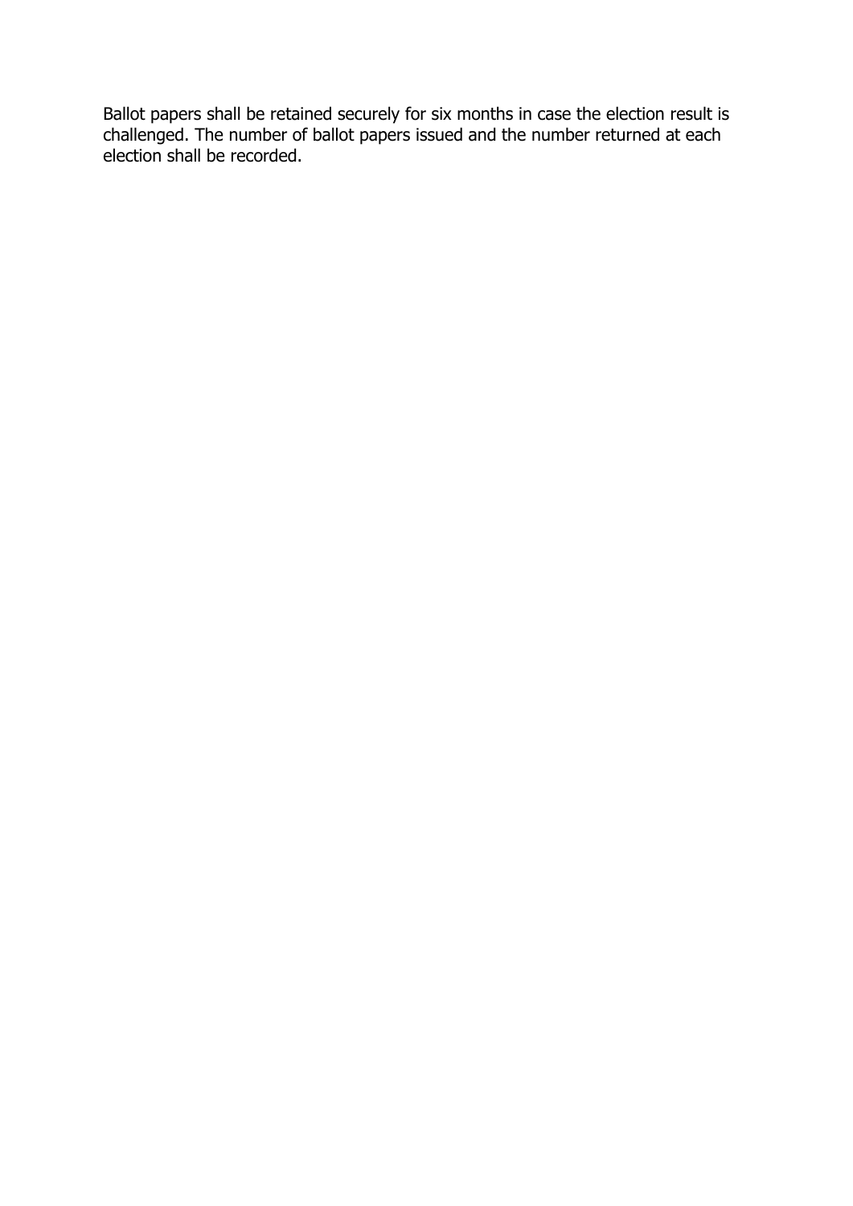Ballot papers shall be retained securely for six months in case the election result is challenged. The number of ballot papers issued and the number returned at each election shall be recorded.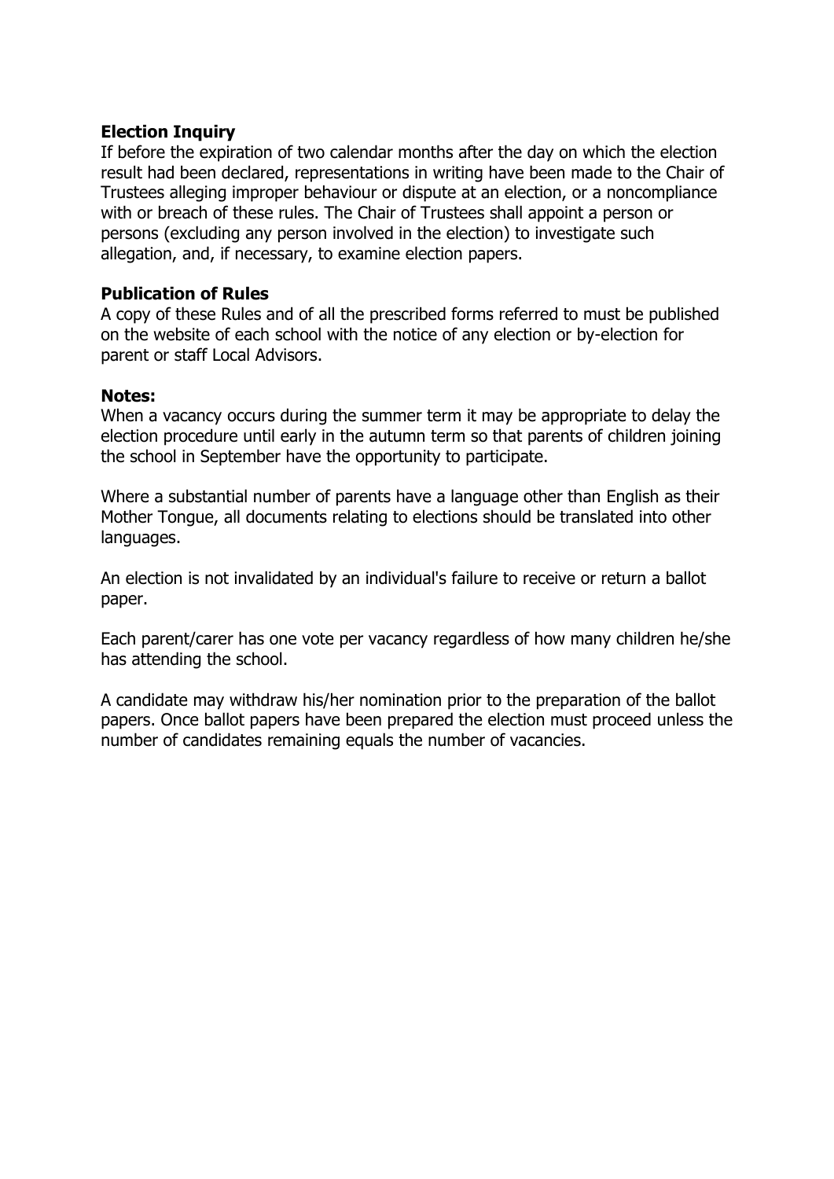**Election Inquiry**
If before the expiration of two calendar months after the day on which the election result had been declared, representations in writing have been made to the Chair of Trustees alleging improper behaviour or dispute at an election, or a noncompliance with or breach of these rules. The Chair of Trustees shall appoint a person or persons (excluding any person involved in the election) to investigate such allegation, and, if necessary, to examine election papers.

**Publication of Rules**
A copy of these Rules and of all the prescribed forms referred to must be published on the website of each school with the notice of any election or by-election for parent or staff Local Advisors.

**Notes:**
When a vacancy occurs during the summer term it may be appropriate to delay the election procedure until early in the autumn term so that parents of children joining the school in September have the opportunity to participate.

Where a substantial number of parents have a language other than English as their Mother Tongue, all documents relating to elections should be translated into other languages.

An election is not invalidated by an individual's failure to receive or return a ballot paper.

Each parent/carer has one vote per vacancy regardless of how many children he/she has attending the school.

A candidate may withdraw his/her nomination prior to the preparation of the ballot papers. Once ballot papers have been prepared the election must proceed unless the number of candidates remaining equals the number of vacancies.